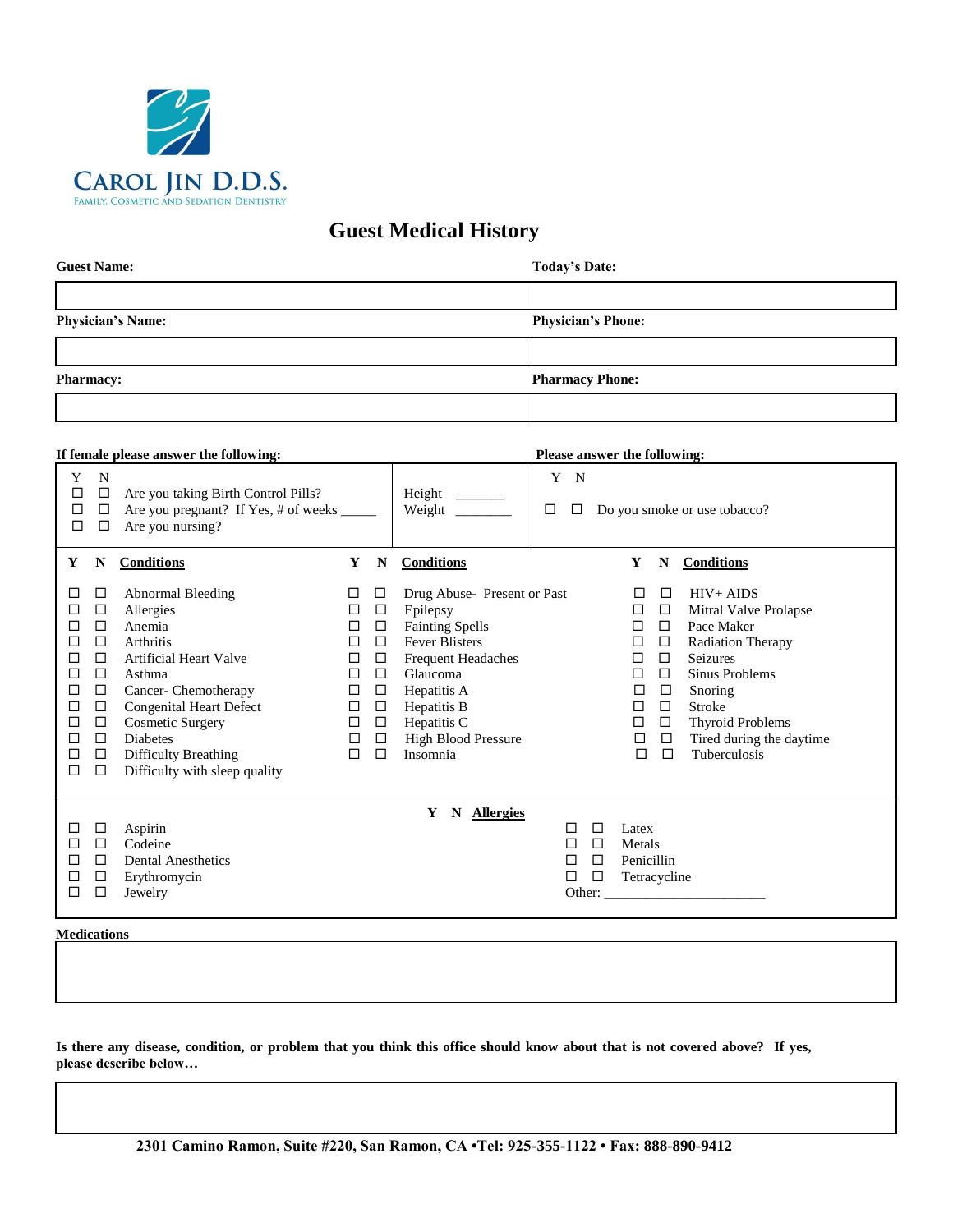**CAROL JIN D.D.S.**
FAMILY, COSMETIC AND SEDATION DENTISTRY

# Guest Medical History

| **Guest Name:** | **Today's Date:** |
|---|---|
| | |
| **Physician's Name:** | **Physician's Phone:** |
| | |
| **Pharmacy:** | **Pharmacy Phone:** |
| | |

**If female please answer the following:**

| Y | N | |
|---|---|---|
| ☐ | ☐ | Are you taking Birth Control Pills? |
| ☐ | ☐ | Are you pregnant? If Yes, # of weeks _____ |
| ☐ | ☐ | Are you nursing? |

Height _______
Weight ________

**Please answer the following:**

| Y | N | |
|---|---|---|
| ☐ | ☐ | Do you smoke or use tobacco? |

| Y | N | Conditions | Y | N | Conditions | Y | N | Conditions |
|---|---|---|---|---|---|---|---|---|
| ☐ | ☐ | Abnormal Bleeding | ☐ | ☐ | Drug Abuse- Present or Past | ☐ | ☐ | HIV+ AIDS |
| ☐ | ☐ | Allergies | ☐ | ☐ | Epilepsy | ☐ | ☐ | Mitral Valve Prolapse |
| ☐ | ☐ | Anemia | ☐ | ☐ | Fainting Spells | ☐ | ☐ | Pace Maker |
| ☐ | ☐ | Arthritis | ☐ | ☐ | Fever Blisters | ☐ | ☐ | Radiation Therapy |
| ☐ | ☐ | Artificial Heart Valve | ☐ | ☐ | Frequent Headaches | ☐ | ☐ | Seizures |
| ☐ | ☐ | Asthma | ☐ | ☐ | Glaucoma | ☐ | ☐ | Sinus Problems |
| ☐ | ☐ | Cancer- Chemotherapy | ☐ | ☐ | Hepatitis A | ☐ | ☐ | Snoring |
| ☐ | ☐ | Congenital Heart Defect | ☐ | ☐ | Hepatitis B | ☐ | ☐ | Stroke |
| ☐ | ☐ | Cosmetic Surgery | ☐ | ☐ | Hepatitis C | ☐ | ☐ | Thyroid Problems |
| ☐ | ☐ | Diabetes | ☐ | ☐ | High Blood Pressure | ☐ | ☐ | Tired during the daytime |
| ☐ | ☐ | Difficulty Breathing | ☐ | ☐ | Insomnia | ☐ | ☐ | Tuberculosis |
| ☐ | ☐ | Difficulty with sleep quality | | | | | | |

| Y | N | Allergies | Y | N | Allergies |
|---|---|---|---|---|---|
| ☐ | ☐ | Aspirin | ☐ | ☐ | Latex |
| ☐ | ☐ | Codeine | ☐ | ☐ | Metals |
| ☐ | ☐ | Dental Anesthetics | ☐ | ☐ | Penicillin |
| ☐ | ☐ | Erythromycin | ☐ | ☐ | Tetracycline |
| ☐ | ☐ | Jewelry | | | Other: _______________________ |

**Medications**

| |
|---|
| |

**Is there any disease, condition, or problem that you think this office should know about that is not covered above? If yes, please describe below…**

| |
|---|
| |

**2301 Camino Ramon, Suite #220, San Ramon, CA •Tel: 925-355-1122 • Fax: 888-890-9412**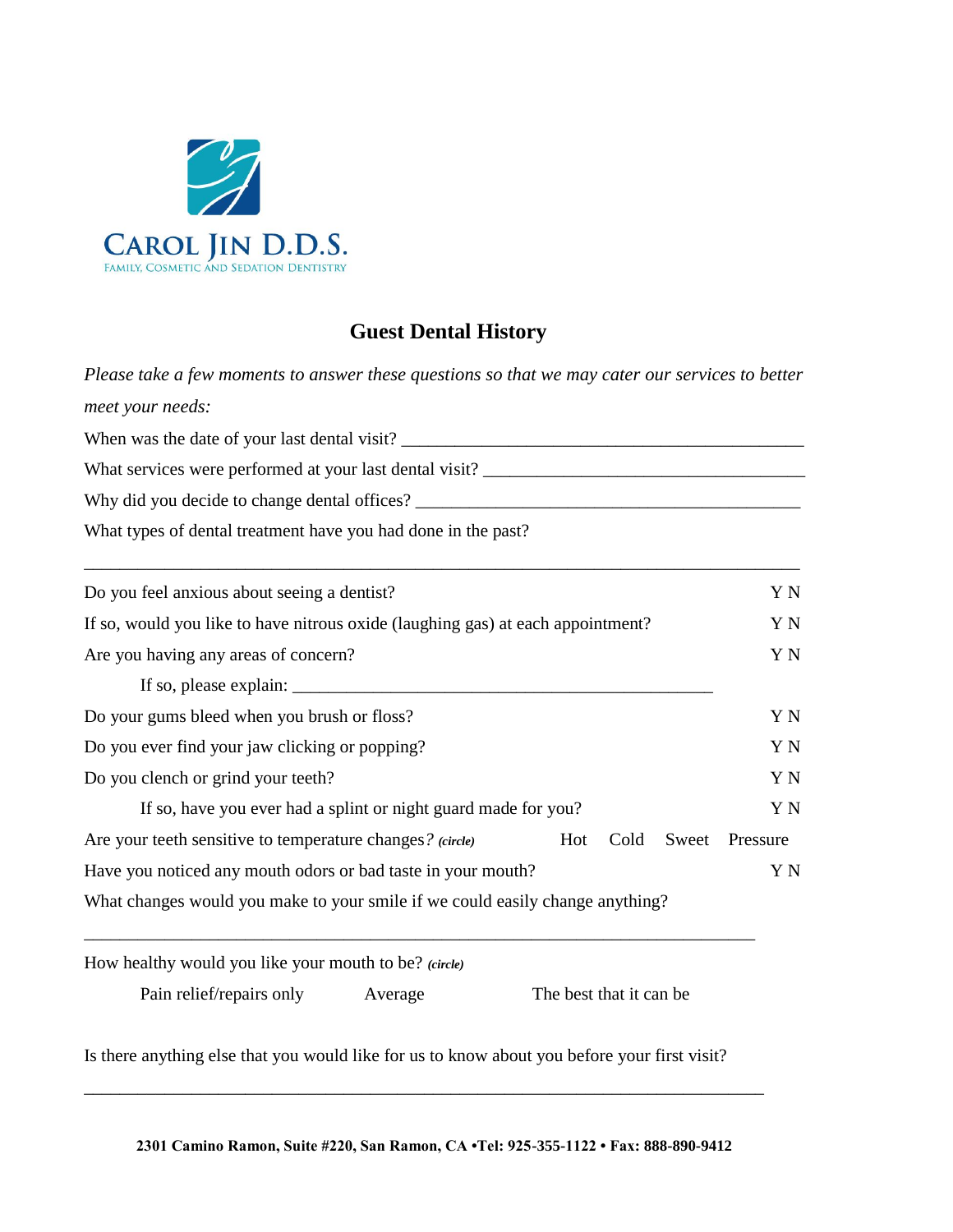CAROL JIN D.D.S.
FAMILY, COSMETIC AND SEDATION DENTISTRY

## Guest Dental History

*Please take a few moments to answer these questions so that we may cater our services to better meet your needs:*

When was the date of your last dental visit? ______________________________________________

What services were performed at your last dental visit? ____________________________________

Why did you decide to change dental offices? ____________________________________________

What types of dental treatment have you had done in the past?

______________________________________________________________________________

Do you feel anxious about seeing a dentist? Y N

If so, would you like to have nitrous oxide (laughing gas) at each appointment? Y N

Are you having any areas of concern? Y N

If so, please explain: _________________________________________________

Do your gums bleed when you brush or floss? Y N

Do you ever find your jaw clicking or popping? Y N

Do you clench or grind your teeth? Y N

If so, have you ever had a splint or night guard made for you? Y N

Are your teeth sensitive to temperature changes? *(circle)* Hot Cold Sweet Pressure

Have you noticed any mouth odors or bad taste in your mouth? Y N

What changes would you make to your smile if we could easily change anything?

______________________________________________________________________________

How healthy would you like your mouth to be? *(circle)*

Pain relief/repairs only Average The best that it can be

Is there anything else that you would like for us to know about you before your first visit?

______________________________________________________________________________

**2301 Camino Ramon, Suite #220, San Ramon, CA •Tel: 925-355-1122 • Fax: 888-890-9412**